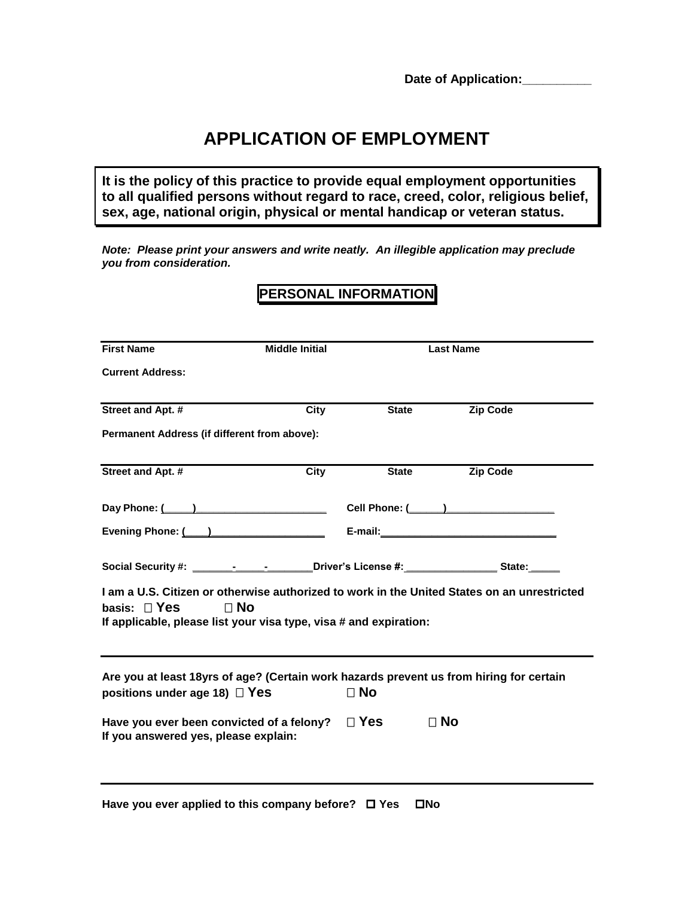Date of Application:__________

# APPLICATION OF EMPLOYMENT

**It is the policy of this practice to provide equal employment opportunities to all qualified persons without regard to race, creed, color, religious belief, sex, age, national origin, physical or mental handicap or veteran status.**

***Note: Please print your answers and write neatly. An illegible application may preclude you from consideration.***

## PERSONAL INFORMATION

**First Name** **Middle Initial** **Last Name**

**Current Address:**

**Street and Apt. #** **City** **State** **Zip Code**

**Permanent Address (if different from above):**

**Street and Apt. #** **City** **State** **Zip Code**

**Day Phone: (_____)________________________** **Cell Phone: (______)___________________**

**Evening Phone: (____)____________________** **E-mail:_______________________________**

**Social Security #: _______-_____-________Driver's License #:________________ State:_____**

**I am a U.S. Citizen or otherwise authorized to work in the United States on an unrestricted basis: ☐ Yes ☐ No**
**If applicable, please list your visa type, visa # and expiration:**

**Are you at least 18yrs of age? (Certain work hazards prevent us from hiring for certain positions under age 18) ☐ Yes ☐ No**

**Have you ever been convicted of a felony? ☐ Yes ☐ No**
**If you answered yes, please explain:**

**Have you ever applied to this company before? ☐ Yes ☐No**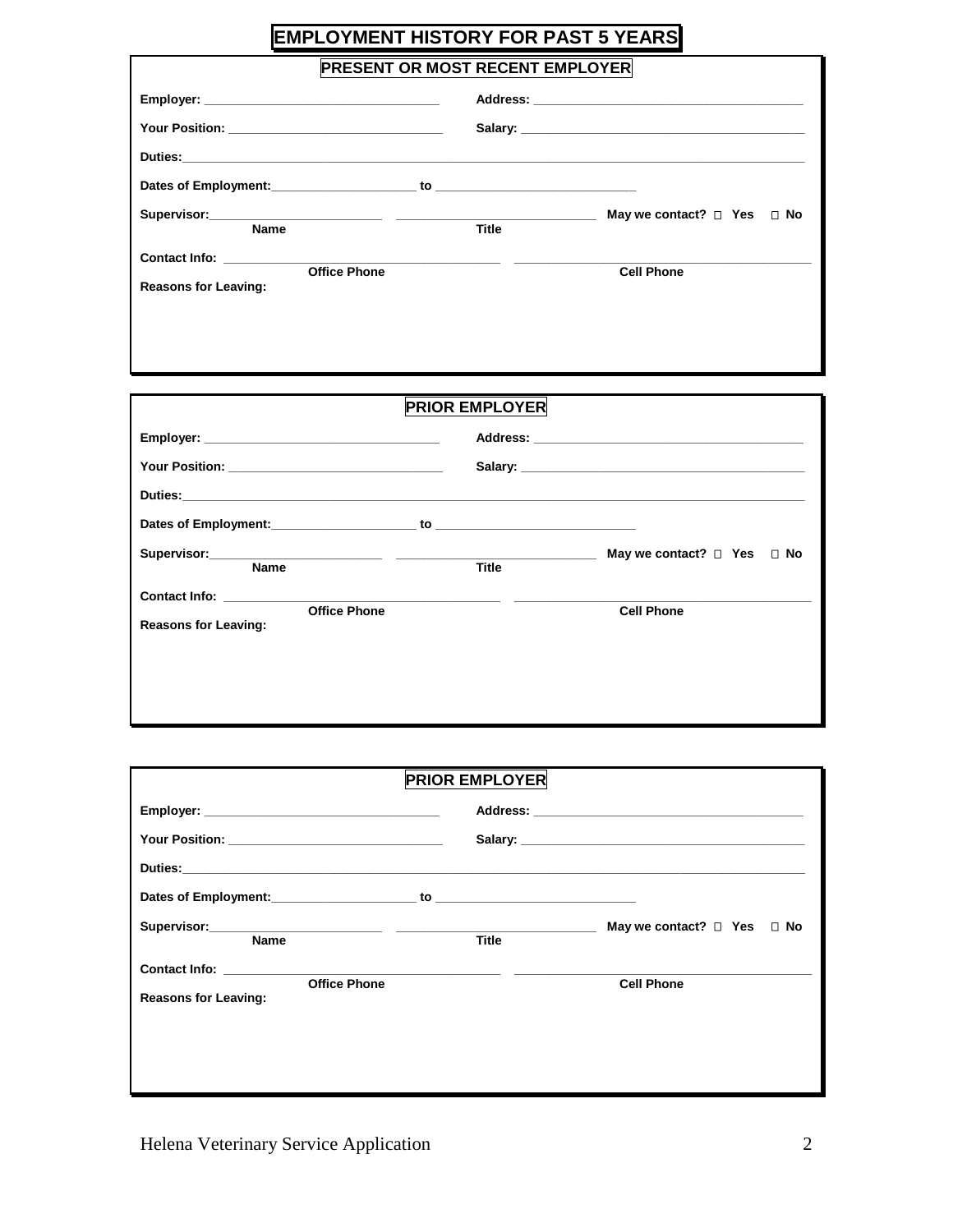# EMPLOYMENT HISTORY FOR PAST 5 YEARS

## PRESENT OR MOST RECENT EMPLOYER

**Employer:** ______________________________ **Address:** ______________________________

**Your Position:** ______________________________ **Salary:** ______________________________

**Duties:** ____________________________________________________________________________

**Dates of Employment:** ____________________ **to** ____________________

**Supervisor:** ____________________ ____________________ **May we contact?** ☐ **Yes** ☐ **No**
**Name** **Title**

**Contact Info:** ______________________________ ______________________________
**Office Phone** **Cell Phone**

**Reasons for Leaving:**

## PRIOR EMPLOYER

**Employer:** ______________________________ **Address:** ______________________________

**Your Position:** ______________________________ **Salary:** ______________________________

**Duties:** ____________________________________________________________________________

**Dates of Employment:** ____________________ **to** ____________________

**Supervisor:** ____________________ ____________________ **May we contact?** ☐ **Yes** ☐ **No**
**Name** **Title**

**Contact Info:** ______________________________ ______________________________
**Office Phone** **Cell Phone**

**Reasons for Leaving:**

## PRIOR EMPLOYER

**Employer:** ______________________________ **Address:** ______________________________

**Your Position:** ______________________________ **Salary:** ______________________________

**Duties:** ____________________________________________________________________________

**Dates of Employment:** ____________________ **to** ____________________

**Supervisor:** ____________________ ____________________ **May we contact?** ☐ **Yes** ☐ **No**
**Name** **Title**

**Contact Info:** ______________________________ ______________________________
**Office Phone** **Cell Phone**

**Reasons for Leaving:**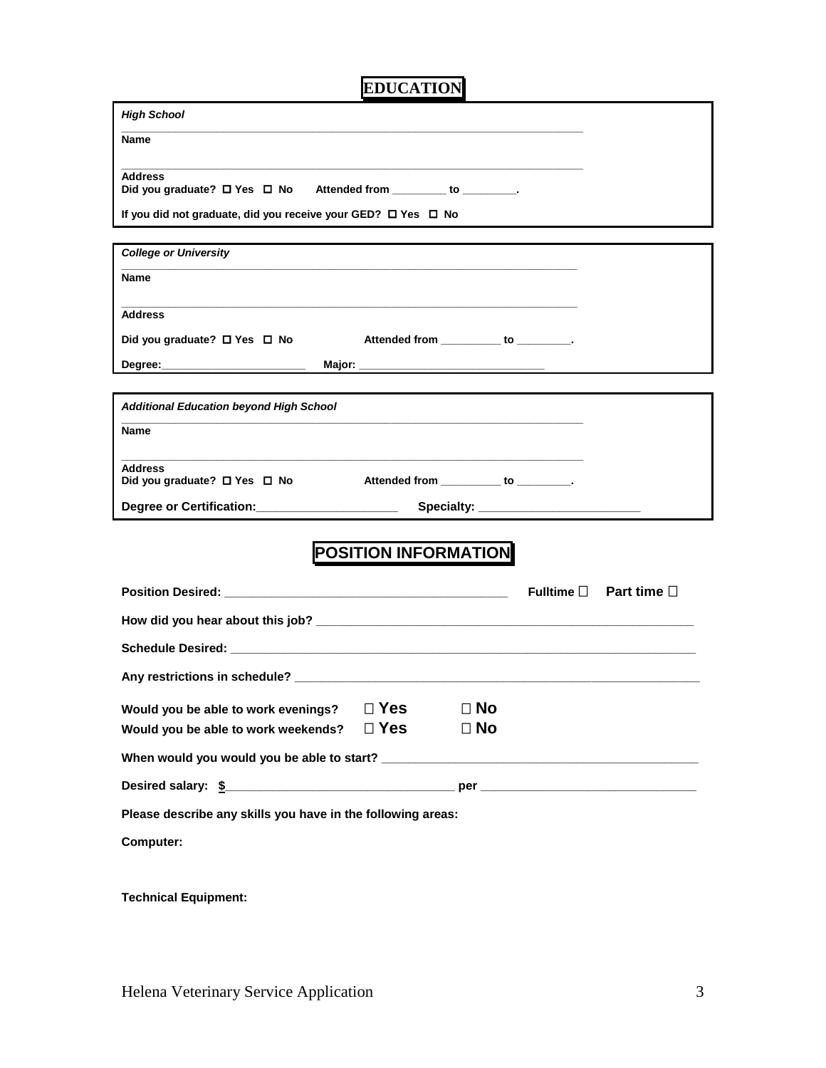## EDUCATION

*High School*

______________________________________________________________________

**Name**

______________________________________________________________________

**Address**

**Did you graduate? ☐ Yes ☐ No Attended from _________ to _________.**

**If you did not graduate, did you receive your GED? ☐ Yes ☐ No**

*College or University*

______________________________________________________________________

**Name**

______________________________________________________________________

**Address**

**Did you graduate? ☐ Yes ☐ No Attended from __________ to _________.**

**Degree:________________________ Major: ______________________________**

*Additional Education beyond High School*

______________________________________________________________________

**Name**

______________________________________________________________________

**Address**

**Did you graduate? ☐ Yes ☐ No Attended from __________ to _________.**

**Degree or Certification:______________________ Specialty: _________________________**

## POSITION INFORMATION

**Position Desired: ___________________________________________ Fulltime ☐ Part time ☐**

**How did you hear about this job? _________________________________________________________**

**Schedule Desired: _________________________________________________________________________**

**Any restrictions in schedule? ____________________________________________________________**

**Would you be able to work evenings? ☐ Yes ☐ No**

**Would you be able to work weekends? ☐ Yes ☐ No**

**When would you would you be able to start? _______________________________________________**

**Desired salary: $__________________________________ per _______________________________**

**Please describe any skills you have in the following areas:**

**Computer:**

**Technical Equipment:**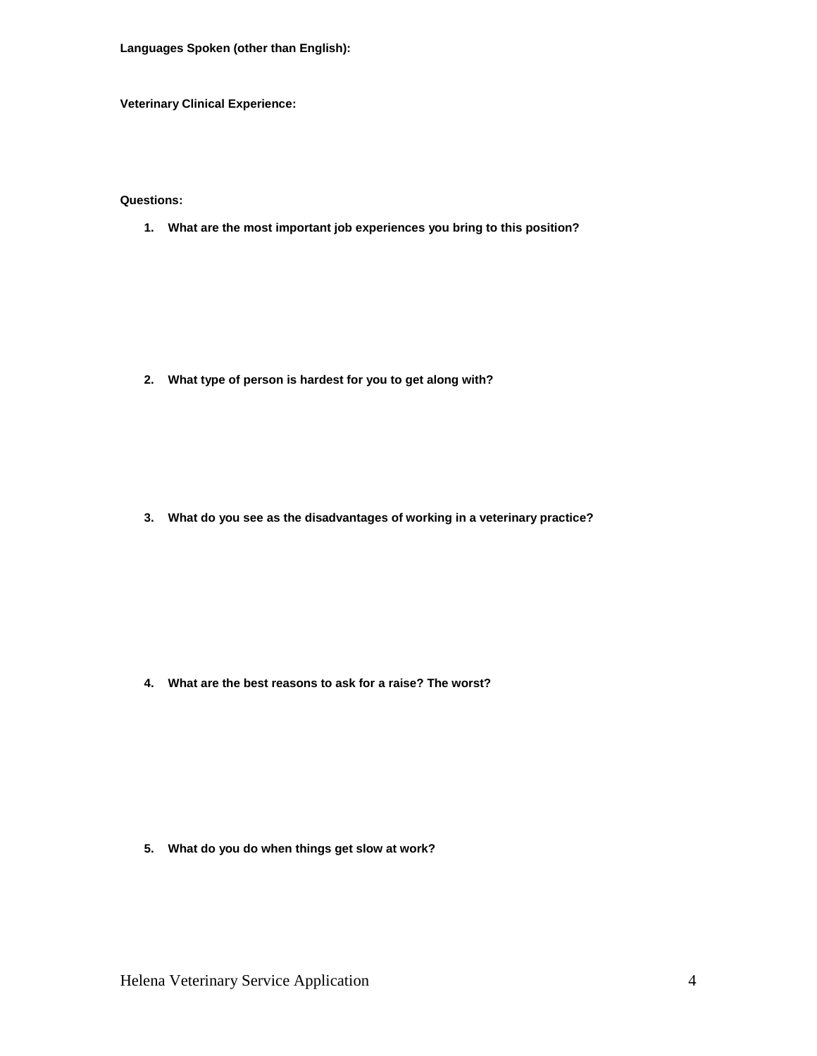**Languages Spoken (other than English):**

**Veterinary Clinical Experience:**

**Questions:**

1. **What are the most important job experiences you bring to this position?**

2. **What type of person is hardest for you to get along with?**

3. **What do you see as the disadvantages of working in a veterinary practice?**

4. **What are the best reasons to ask for a raise? The worst?**

5. **What do you do when things get slow at work?**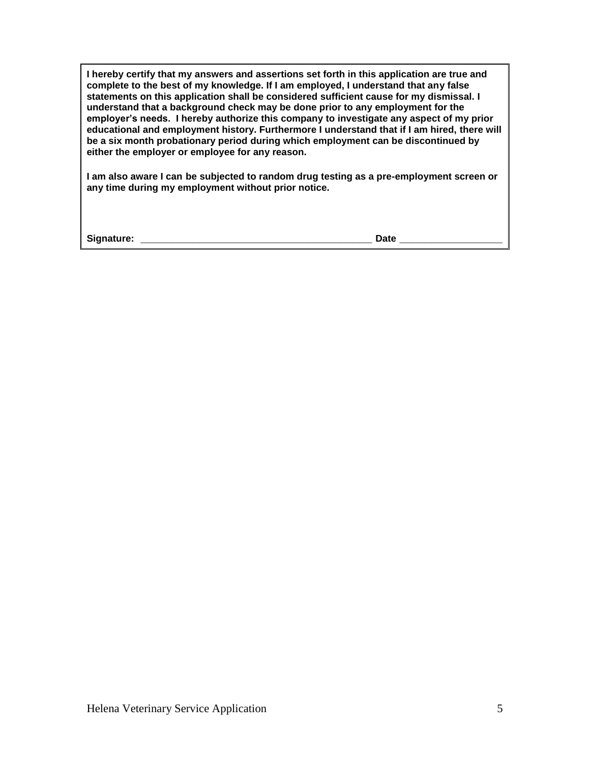**I hereby certify that my answers and assertions set forth in this application are true and complete to the best of my knowledge. If I am employed, I understand that any false statements on this application shall be considered sufficient cause for my dismissal. I understand that a background check may be done prior to any employment for the employer's needs. I hereby authorize this company to investigate any aspect of my prior educational and employment history. Furthermore I understand that if I am hired, there will be a six month probationary period during which employment can be discontinued by either the employer or employee for any reason.**

**I am also aware I can be subjected to random drug testing as a pre-employment screen or any time during my employment without prior notice.**

**Signature:** \_\_\_\_\_\_\_\_\_\_\_\_\_\_\_\_\_\_\_\_\_\_\_\_\_\_\_\_\_\_\_\_\_\_\_\_\_\_\_\_\_\_\_\_ **Date** \_\_\_\_\_\_\_\_\_\_\_\_\_\_\_\_\_\_\_\_